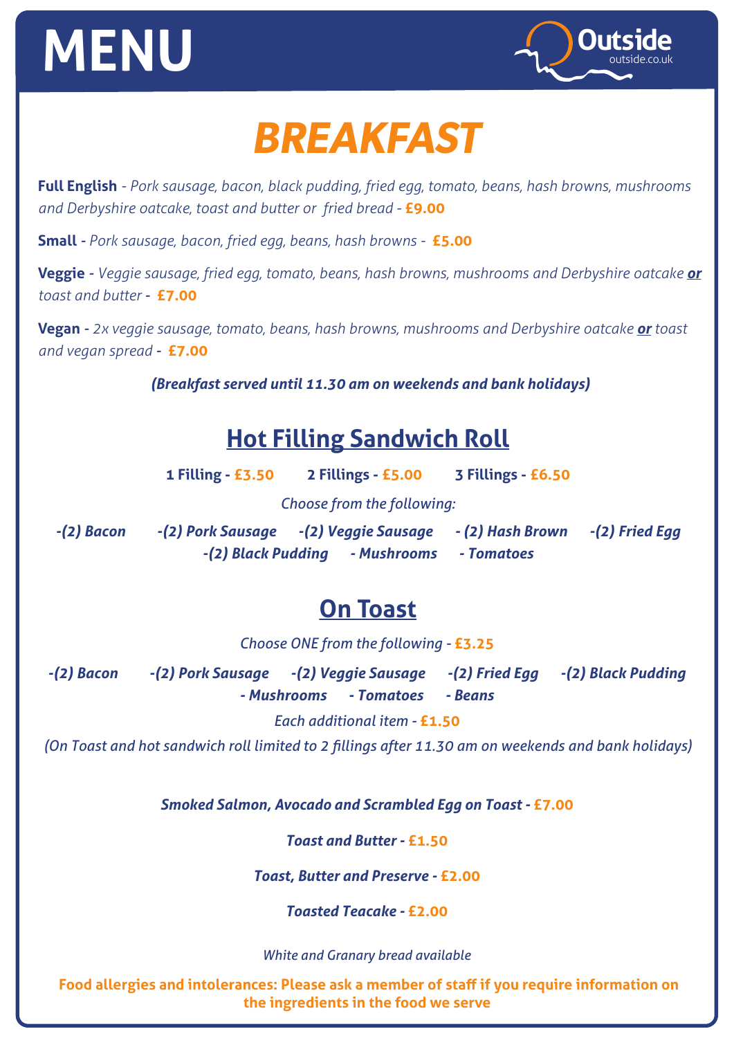# MENU

Outside
outside.co.uk

## *BREAKFAST*

**Full English** - *Pork sausage, bacon, black pudding, fried egg, tomato, beans, hash browns, mushrooms and Derbyshire oatcake, toast and butter or fried bread* - **£9.00**

**Small** - *Pork sausage, bacon, fried egg, beans, hash browns* - **£5.00**

**Veggie** - *Veggie sausage, fried egg, tomato, beans, hash browns, mushrooms and Derbyshire oatcake **or** toast and butter* - **£7.00**

**Vegan** - *2x veggie sausage, tomato, beans, hash browns, mushrooms and Derbyshire oatcake **or** toast and vegan spread* - **£7.00**

***(Breakfast served until 11.30 am on weekends and bank holidays)***

### Hot Filling Sandwich Roll

**1 Filling - £3.50** **2 Fillings - £5.00** **3 Fillings - £6.50**

*Choose from the following:*

***-(2) Bacon -(2) Pork Sausage -(2) Veggie Sausage - (2) Hash Brown -(2) Fried Egg -(2) Black Pudding - Mushrooms - Tomatoes***

### On Toast

*Choose ONE from the following* - **£3.25**

***-(2) Bacon -(2) Pork Sausage -(2) Veggie Sausage -(2) Fried Egg -(2) Black Pudding - Mushrooms - Tomatoes - Beans***

*Each additional item* - **£1.50**

*(On Toast and hot sandwich roll limited to 2 fillings after 11.30 am on weekends and bank holidays)*

***Smoked Salmon, Avocado and Scrambled Egg on Toast* - £7.00**

***Toast and Butter* - £1.50**

***Toast, Butter and Preserve* - £2.00**

***Toasted Teacake* - £2.00**

*White and Granary bread available*

**Food allergies and intolerances: Please ask a member of staff if you require information on the ingredients in the food we serve**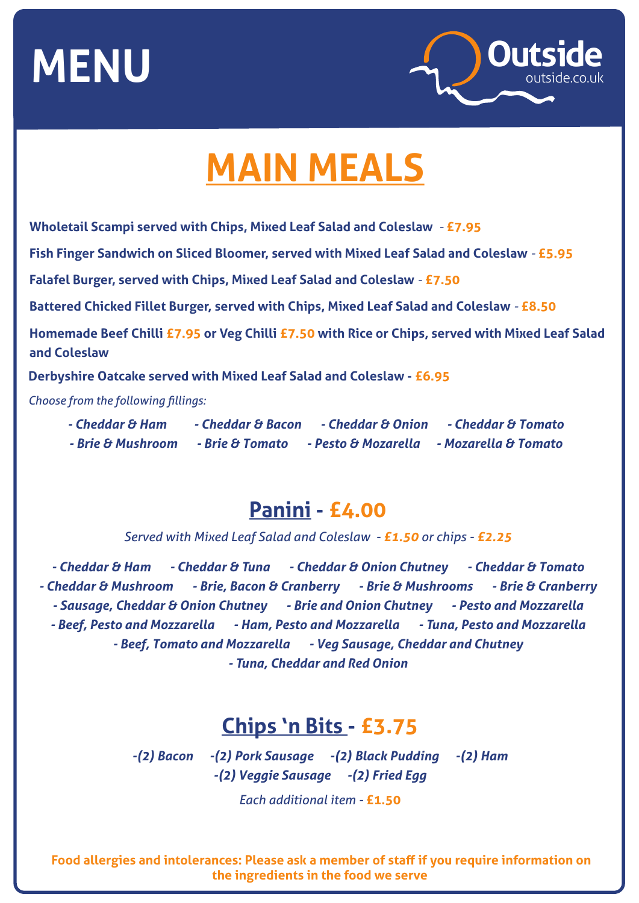# MENU

**Outside**
outside.co.uk

## MAIN MEALS

**Wholetail Scampi served with Chips, Mixed Leaf Salad and Coleslaw** - **£7.95**

**Fish Finger Sandwich on Sliced Bloomer, served with Mixed Leaf Salad and Coleslaw** - **£5.95**

**Falafel Burger, served with Chips, Mixed Leaf Salad and Coleslaw** - **£7.50**

**Battered Chicked Fillet Burger, served with Chips, Mixed Leaf Salad and Coleslaw** - **£8.50**

**Homemade Beef Chilli £7.95 or Veg Chilli £7.50 with Rice or Chips, served with Mixed Leaf Salad and Coleslaw**

**Derbyshire Oatcake served with Mixed Leaf Salad and Coleslaw - £6.95**

*Choose from the following fillings:*

***- Cheddar & Ham - Cheddar & Bacon - Cheddar & Onion - Cheddar & Tomato***
***- Brie & Mushroom - Brie & Tomato - Pesto & Mozarella - Mozarella & Tomato***

## Panini - £4.00

*Served with Mixed Leaf Salad and Coleslaw - **£1.50** or chips - **£2.25***

***- Cheddar & Ham - Cheddar & Tuna - Cheddar & Onion Chutney - Cheddar & Tomato***
***- Cheddar & Mushroom - Brie, Bacon & Cranberry - Brie & Mushrooms - Brie & Cranberry***
***- Sausage, Cheddar & Onion Chutney - Brie and Onion Chutney - Pesto and Mozzarella***
***- Beef, Pesto and Mozzarella - Ham, Pesto and Mozzarella - Tuna, Pesto and Mozzarella***
***- Beef, Tomato and Mozzarella - Veg Sausage, Cheddar and Chutney***
***- Tuna, Cheddar and Red Onion***

## Chips 'n Bits - £3.75

***-(2) Bacon -(2) Pork Sausage -(2) Black Pudding -(2) Ham***
***-(2) Veggie Sausage -(2) Fried Egg***

*Each additional item* - **£1.50**

**Food allergies and intolerances: Please ask a member of staff if you require information on the ingredients in the food we serve**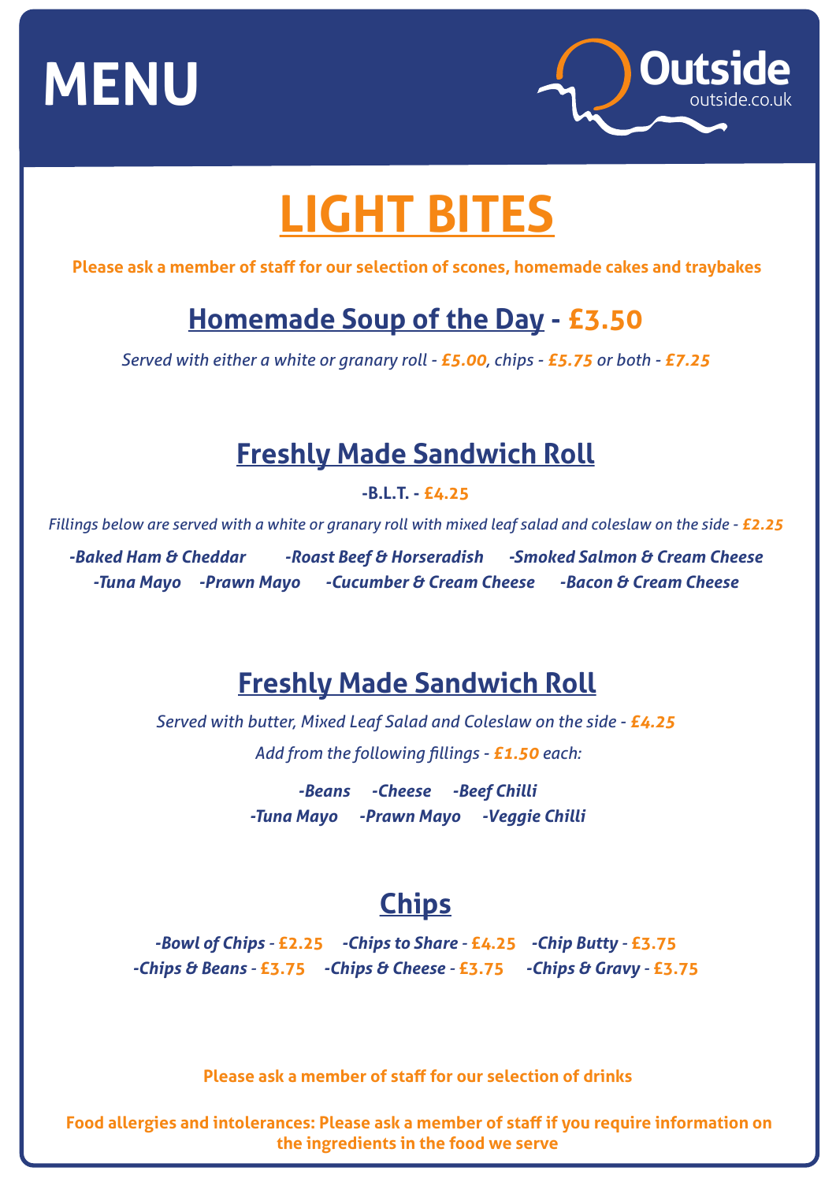# MENU

**Outside**
outside.co.uk

## LIGHT BITES

**Please ask a member of staff for our selection of scones, homemade cakes and traybakes**

### Homemade Soup of the Day - £3.50

*Served with either a white or granary roll - **£5.00**, chips - **£5.75** or both - **£7.25***

### Freshly Made Sandwich Roll

**-B.L.T. - £4.25**

*Fillings below are served with a white or granary roll with mixed leaf salad and coleslaw on the side - **£2.25***

***-Baked Ham & Cheddar*** ***-Roast Beef & Horseradish*** ***-Smoked Salmon & Cream Cheese***
***-Tuna Mayo*** ***-Prawn Mayo*** ***-Cucumber & Cream Cheese*** ***-Bacon & Cream Cheese***

### Freshly Made Sandwich Roll

*Served with butter, Mixed Leaf Salad and Coleslaw on the side - **£4.25***

*Add from the following fillings - **£1.50** each:*

***-Beans*** ***-Cheese*** ***-Beef Chilli***
***-Tuna Mayo*** ***-Prawn Mayo*** ***-Veggie Chilli***

### Chips

***-Bowl of Chips* - £2.25** ***-Chips to Share* - £4.25** ***-Chip Butty* - £3.75**
***-Chips & Beans* - £3.75** ***-Chips & Cheese* - £3.75** ***-Chips & Gravy* - £3.75**

**Please ask a member of staff for our selection of drinks**

**Food allergies and intolerances: Please ask a member of staff if you require information on the ingredients in the food we serve**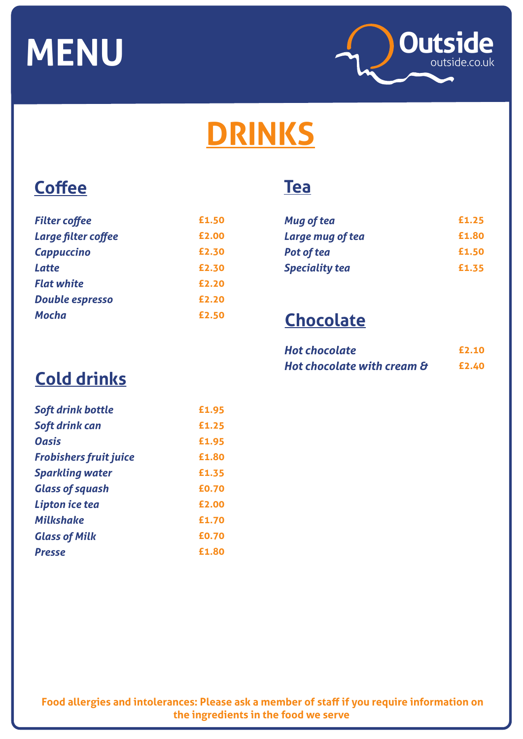# MENU

**Outside**
outside.co.uk

## DRINKS

### Coffee

| | |
|---|---|
| *Filter coffee* | £1.50 |
| *Large filter coffee* | £2.00 |
| *Cappuccino* | £2.30 |
| *Latte* | £2.30 |
| *Flat white* | £2.20 |
| *Double espresso* | £2.20 |
| *Mocha* | £2.50 |

### Cold drinks

| | |
|---|---|
| *Soft drink bottle* | £1.95 |
| *Soft drink can* | £1.25 |
| *Oasis* | £1.95 |
| *Frobishers fruit juice* | £1.80 |
| *Sparkling water* | £1.35 |
| *Glass of squash* | £0.70 |
| *Lipton ice tea* | £2.00 |
| *Milkshake* | £1.70 |
| *Glass of Milk* | £0.70 |
| *Presse* | £1.80 |

### Tea

| | |
|---|---|
| *Mug of tea* | £1.25 |
| *Large mug of tea* | £1.80 |
| *Pot of tea* | £1.50 |
| *Speciality tea* | £1.35 |

### Chocolate

| | |
|---|---|
| *Hot chocolate* | £2.10 |
| *Hot chocolate with cream &* | £2.40 |

**Food allergies and intolerances: Please ask a member of staff if you require information on the ingredients in the food we serve**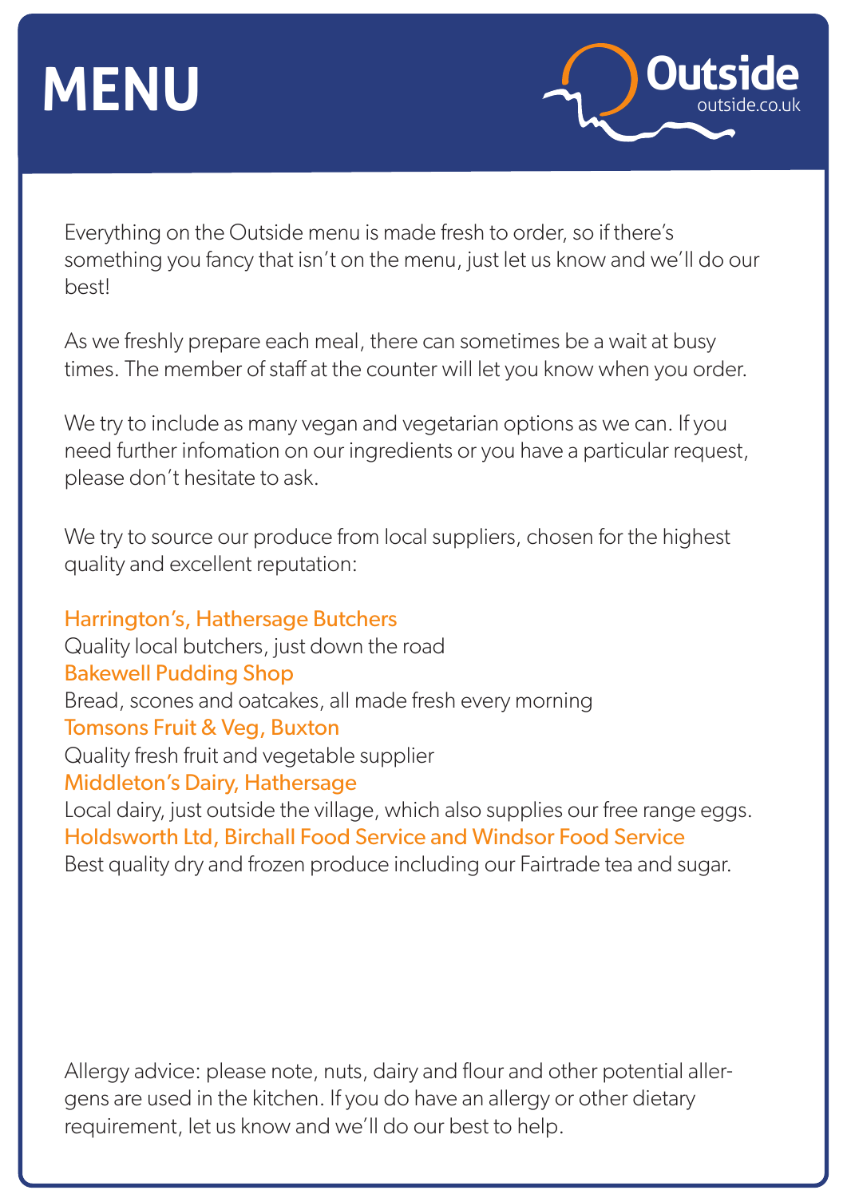# MENU

Outside
outside.co.uk

Everything on the Outside menu is made fresh to order, so if there's something you fancy that isn't on the menu, just let us know and we'll do our best!

As we freshly prepare each meal, there can sometimes be a wait at busy times. The member of staff at the counter will let you know when you order.

We try to include as many vegan and vegetarian options as we can. If you need further infomation on our ingredients or you have a particular request, please don't hesitate to ask.

We try to source our produce from local suppliers, chosen for the highest quality and excellent reputation:

**Harrington's, Hathersage Butchers**
Quality local butchers, just down the road

**Bakewell Pudding Shop**
Bread, scones and oatcakes, all made fresh every morning

**Tomsons Fruit & Veg, Buxton**
Quality fresh fruit and vegetable supplier

**Middleton's Dairy, Hathersage**
Local dairy, just outside the village, which also supplies our free range eggs.

**Holdsworth Ltd, Birchall Food Service and Windsor Food Service**
Best quality dry and frozen produce including our Fairtrade tea and sugar.

Allergy advice: please note, nuts, dairy and flour and other potential allergens are used in the kitchen. If you do have an allergy or other dietary requirement, let us know and we'll do our best to help.